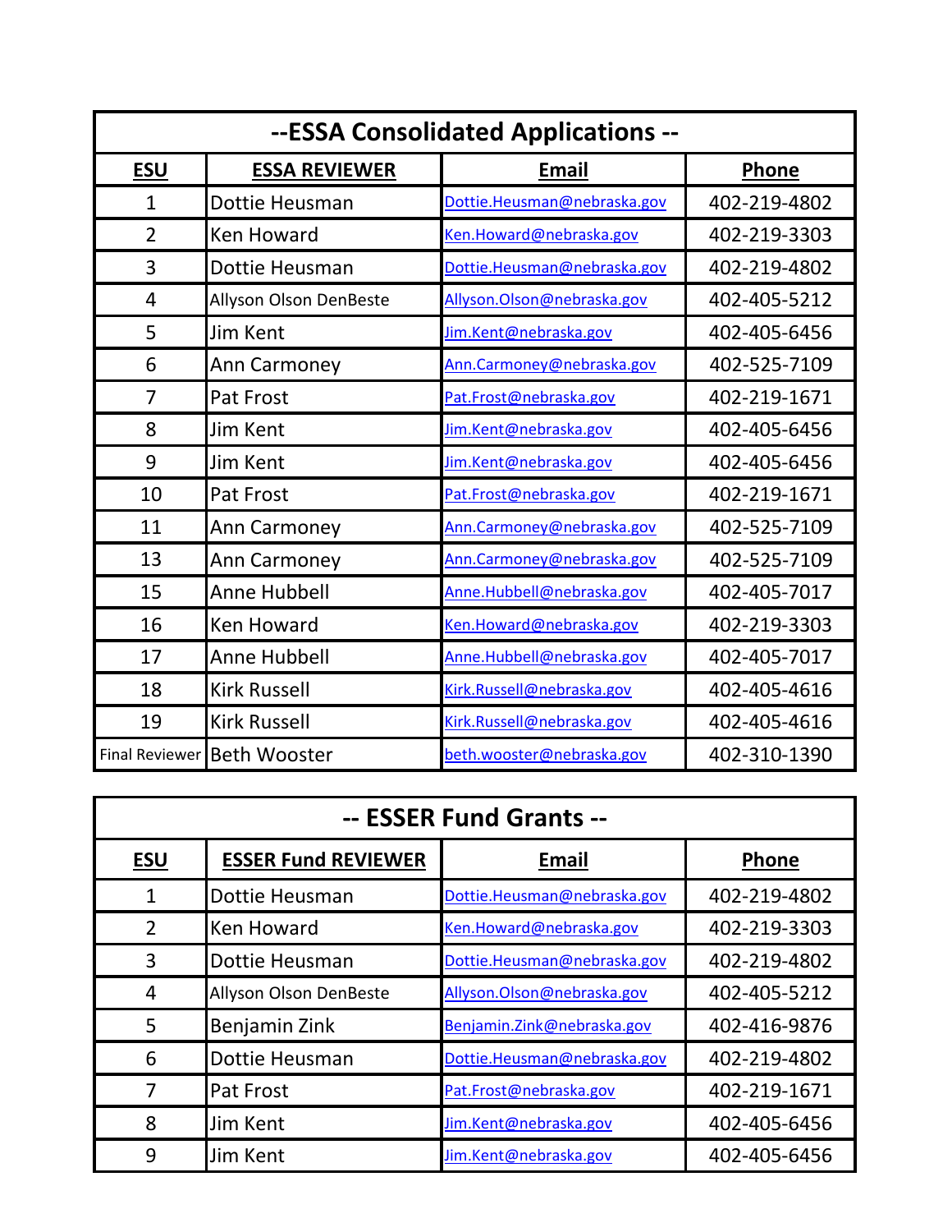## --ESSA Consolidated Applications --

| ESU | ESSA REVIEWER | Email | Phone |
|---|---|---|---|
| 1 | Dottie Heusman | Dottie.Heusman@nebraska.gov | 402-219-4802 |
| 2 | Ken Howard | Ken.Howard@nebraska.gov | 402-219-3303 |
| 3 | Dottie Heusman | Dottie.Heusman@nebraska.gov | 402-219-4802 |
| 4 | Allyson Olson DenBeste | Allyson.Olson@nebraska.gov | 402-405-5212 |
| 5 | Jim Kent | Jim.Kent@nebraska.gov | 402-405-6456 |
| 6 | Ann Carmoney | Ann.Carmoney@nebraska.gov | 402-525-7109 |
| 7 | Pat Frost | Pat.Frost@nebraska.gov | 402-219-1671 |
| 8 | Jim Kent | Jim.Kent@nebraska.gov | 402-405-6456 |
| 9 | Jim Kent | Jim.Kent@nebraska.gov | 402-405-6456 |
| 10 | Pat Frost | Pat.Frost@nebraska.gov | 402-219-1671 |
| 11 | Ann Carmoney | Ann.Carmoney@nebraska.gov | 402-525-7109 |
| 13 | Ann Carmoney | Ann.Carmoney@nebraska.gov | 402-525-7109 |
| 15 | Anne Hubbell | Anne.Hubbell@nebraska.gov | 402-405-7017 |
| 16 | Ken Howard | Ken.Howard@nebraska.gov | 402-219-3303 |
| 17 | Anne Hubbell | Anne.Hubbell@nebraska.gov | 402-405-7017 |
| 18 | Kirk Russell | Kirk.Russell@nebraska.gov | 402-405-4616 |
| 19 | Kirk Russell | Kirk.Russell@nebraska.gov | 402-405-4616 |
| Final Reviewer | Beth Wooster | beth.wooster@nebraska.gov | 402-310-1390 |

## -- ESSER Fund Grants --

| ESU | ESSER Fund REVIEWER | Email | Phone |
|---|---|---|---|
| 1 | Dottie Heusman | Dottie.Heusman@nebraska.gov | 402-219-4802 |
| 2 | Ken Howard | Ken.Howard@nebraska.gov | 402-219-3303 |
| 3 | Dottie Heusman | Dottie.Heusman@nebraska.gov | 402-219-4802 |
| 4 | Allyson Olson DenBeste | Allyson.Olson@nebraska.gov | 402-405-5212 |
| 5 | Benjamin Zink | Benjamin.Zink@nebraska.gov | 402-416-9876 |
| 6 | Dottie Heusman | Dottie.Heusman@nebraska.gov | 402-219-4802 |
| 7 | Pat Frost | Pat.Frost@nebraska.gov | 402-219-1671 |
| 8 | Jim Kent | Jim.Kent@nebraska.gov | 402-405-6456 |
| 9 | Jim Kent | Jim.Kent@nebraska.gov | 402-405-6456 |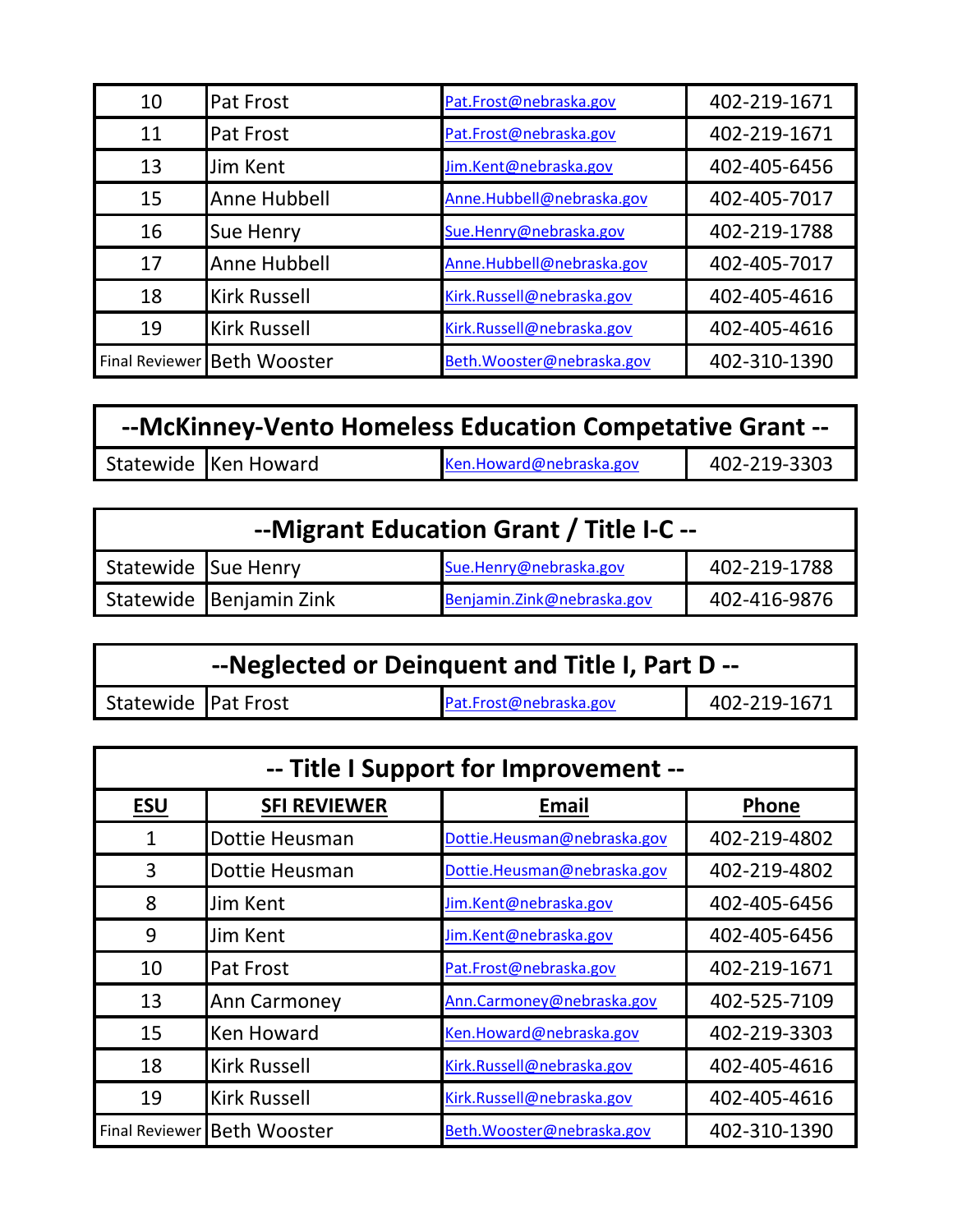| | | | |
|---|---|---|---|
| 10 | Pat Frost | Pat.Frost@nebraska.gov | 402-219-1671 |
| 11 | Pat Frost | Pat.Frost@nebraska.gov | 402-219-1671 |
| 13 | Jim Kent | Jim.Kent@nebraska.gov | 402-405-6456 |
| 15 | Anne Hubbell | Anne.Hubbell@nebraska.gov | 402-405-7017 |
| 16 | Sue Henry | Sue.Henry@nebraska.gov | 402-219-1788 |
| 17 | Anne Hubbell | Anne.Hubbell@nebraska.gov | 402-405-7017 |
| 18 | Kirk Russell | Kirk.Russell@nebraska.gov | 402-405-4616 |
| 19 | Kirk Russell | Kirk.Russell@nebraska.gov | 402-405-4616 |
| Final Reviewer | Beth Wooster | Beth.Wooster@nebraska.gov | 402-310-1390 |

| --McKinney-Vento Homeless Education Competative Grant -- | | | |
|---|---|---|---|
| Statewide | Ken Howard | Ken.Howard@nebraska.gov | 402-219-3303 |

| --Migrant Education Grant / Title I-C -- | | | |
|---|---|---|---|
| Statewide | Sue Henry | Sue.Henry@nebraska.gov | 402-219-1788 |
| Statewide | Benjamin Zink | Benjamin.Zink@nebraska.gov | 402-416-9876 |

| --Neglected or Deinquent and Title I, Part D -- | | | |
|---|---|---|---|
| Statewide | Pat Frost | Pat.Frost@nebraska.gov | 402-219-1671 |

| -- Title I Support for Improvement -- | | | |
|---|---|---|---|
| **ESU** | **SFI REVIEWER** | **Email** | **Phone** |
| 1 | Dottie Heusman | Dottie.Heusman@nebraska.gov | 402-219-4802 |
| 3 | Dottie Heusman | Dottie.Heusman@nebraska.gov | 402-219-4802 |
| 8 | Jim Kent | Jim.Kent@nebraska.gov | 402-405-6456 |
| 9 | Jim Kent | Jim.Kent@nebraska.gov | 402-405-6456 |
| 10 | Pat Frost | Pat.Frost@nebraska.gov | 402-219-1671 |
| 13 | Ann Carmoney | Ann.Carmoney@nebraska.gov | 402-525-7109 |
| 15 | Ken Howard | Ken.Howard@nebraska.gov | 402-219-3303 |
| 18 | Kirk Russell | Kirk.Russell@nebraska.gov | 402-405-4616 |
| 19 | Kirk Russell | Kirk.Russell@nebraska.gov | 402-405-4616 |
| Final Reviewer | Beth Wooster | Beth.Wooster@nebraska.gov | 402-310-1390 |